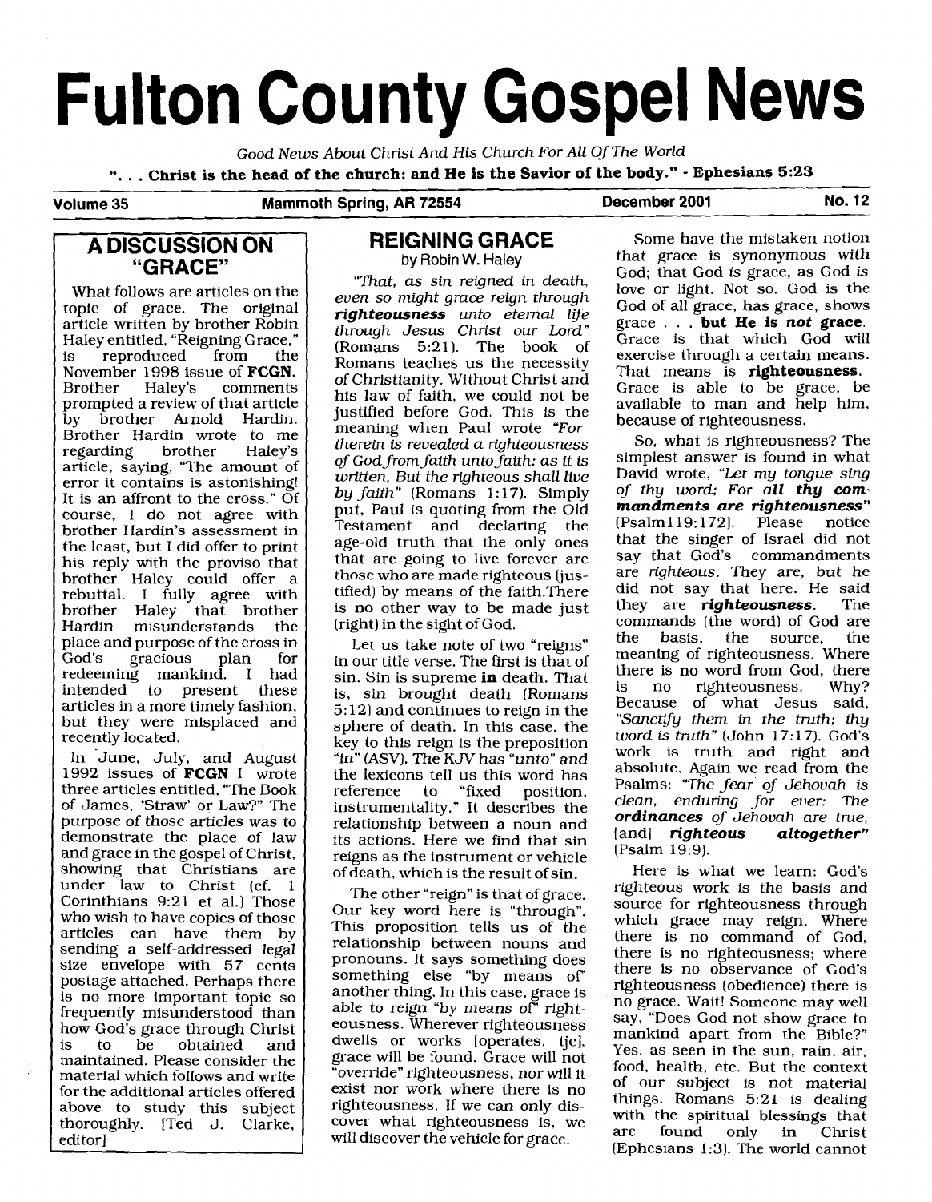# Fulton County Gospel News

*Good News About Christ And His Church For All Of The World*

**". . . Christ is the head of the church: and He is the Savior of the body." - Ephesians 5:23**

**Volume 35 — Mammoth Spring, AR 72554 — December 2001 — No. 12**

## A DISCUSSION ON "GRACE"

What follows are articles on the topic of grace. The original article written by brother Robin Haley entitled, "Reigning Grace," is reproduced from the November 1998 issue of **FCGN**. Brother Haley's comments prompted a review of that article by brother Arnold Hardin. Brother Hardin wrote to me regarding brother Haley's article, saying, "The amount of error it contains is astonishing! It is an affront to the cross." Of course, I do not agree with brother Hardin's assessment in the least, but I did offer to print his reply with the proviso that brother Haley could offer a rebuttal. I fully agree with brother Haley that brother Hardin misunderstands the place and purpose of the cross in God's gracious plan for redeeming mankind. I had intended to present these articles in a more timely fashion, but they were misplaced and recently located.

In June, July, and August 1992 issues of **FCGN** I wrote three articles entitled, "The Book of James, 'Straw' or Law?" The purpose of those articles was to demonstrate the place of law and grace in the gospel of Christ, showing that Christians are under law to Christ (cf. 1 Corinthians 9:21 et al.) Those who wish to have copies of those articles can have them by sending a self-addressed legal size envelope with 57 cents postage attached. Perhaps there is no more important topic so frequently misunderstood than how God's grace through Christ is to be obtained and maintained. Please consider the material which follows and write for the additional articles offered above to study this subject thoroughly. [Ted J. Clarke, editor]

## REIGNING GRACE

by Robin W. Haley

*"That, as sin reigned in death, even so might grace reign through* ***righteousness*** *unto eternal life through Jesus Christ our Lord"* (Romans 5:21). The book of Romans teaches us the necessity of Christianity. Without Christ and his law of faith, we could not be justified before God. This is the meaning when Paul wrote *"For therein is revealed a righteousness of God from faith unto faith: as it is written, But the righteous shall live by faith"* (Romans 1:17). Simply put, Paul is quoting from the Old Testament and declaring the age-old truth that the only ones that are going to live forever are those who are made righteous (justified) by means of the faith. There is no other way to be made just (right) in the sight of God.

Let us take note of two "reigns" in our title verse. The first is that of sin. Sin is supreme **in** death. That is, sin brought death (Romans 5:12) and continues to reign in the sphere of death. In this case, the key to this reign is the preposition "in" (ASV). The KJV has "unto" and the lexicons tell us this word has reference to "fixed position, instrumentality." It describes the relationship between a noun and its actions. Here we find that sin reigns as the instrument or vehicle of death, which is the result of sin.

The other "reign" is that of grace. Our key word here is "through". This proposition tells us of the relationship between nouns and pronouns. It says something does something else "by means of" another thing. In this case, grace is able to reign "by means of" righteousness. Wherever righteousness dwells or works [operates, tjc], grace will be found. Grace will not "override" righteousness, nor will it exist nor work where there is no righteousness. If we can only discover what righteousness is, we will discover the vehicle for grace.

Some have the mistaken notion that grace is synonymous with God; that God *is* grace, as God *is* love or light. Not so. God is the God of all grace, has grace, shows grace . . . **but He is *not* grace**. Grace is that which God will exercise through a certain means. That means is **righteousness**. Grace is able to be grace, be available to man and help him, because of righteousness.

So, what is righteousness? The simplest answer is found in what David wrote, *"Let my tongue sing of thy word; For* ***all thy commandments are righteousness"*** (Psalm119:172). Please notice that the singer of Israel did not say that God's commandments are *righteous*. They are, but he did not say that here. He said they are ***righteousness***. The commands (the word) of God are the basis, the source, the meaning of righteousness. Where there is no word from God, there is no righteousness. Why? Because of what Jesus said, *"Sanctify them in the truth; thy word is truth"* (John 17:17). God's work is truth and right and absolute. Again we read from the Psalms: *"The fear of Jehovah is clean, enduring for ever: The* ***ordinances*** *of Jehovah are true, [and]* ***righteous altogether"*** (Psalm 19:9).

Here is what we learn: God's righteous work is the basis and source for righteousness through which grace may reign. Where there is no command of God, there is no righteousness; where there is no observance of God's righteousness (obedience) there is no grace. Wait! Someone may well say, "Does God not show grace to mankind apart from the Bible?" Yes, as seen in the sun, rain, air, food, health, etc. But the context of our subject is not material things. Romans 5:21 is dealing with the spiritual blessings that are found only in Christ (Ephesians 1:3). The world cannot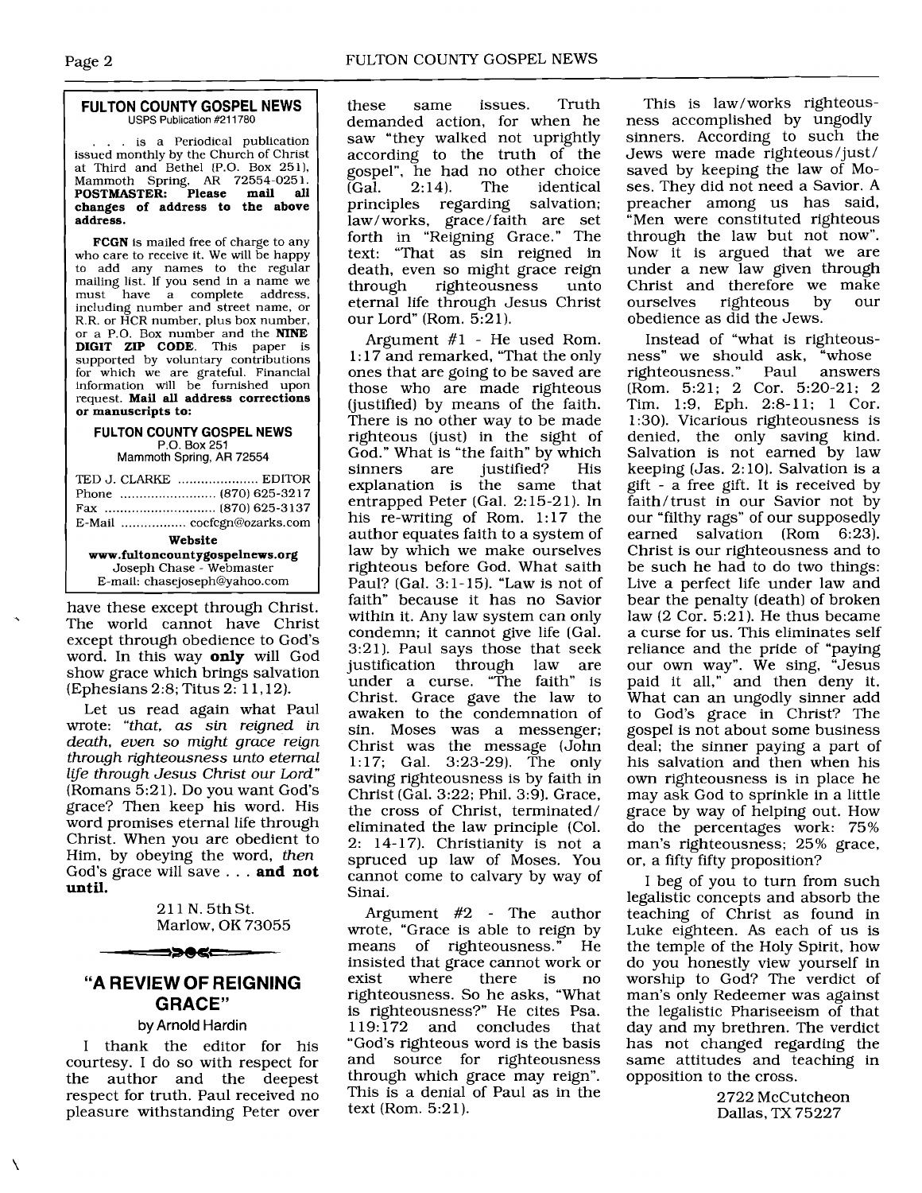**FULTON COUNTY GOSPEL NEWS**
USPS Publication #211780

. . . is a Periodical publication issued monthly by the Church of Christ at Third and Bethel (P.O. Box 251), Mammoth Spring, AR 72554-0251. **POSTMASTER: Please mail all changes of address to the above address.**

**FCGN** is mailed free of charge to any who care to receive it. We will be happy to add any names to the regular mailing list. If you send in a name we must have a complete address, including number and street name, or R.R. or HCR number, plus box number, or a P.O. Box number and the **NINE DIGIT ZIP CODE**. This paper is supported by voluntary contributions for which we are grateful. Financial information will be furnished upon request. **Mail all address corrections or manuscripts to:**

**FULTON COUNTY GOSPEL NEWS**
P.O. Box 251
Mammoth Spring, AR 72554

TED J. CLARKE ..................... EDITOR
Phone ......................... (870) 625-3217
Fax ............................. (870) 625-3137
E-Mail ................. cocfcgn@ozarks.com

**Website**
**www.fultoncountygospelnews.org**
Joseph Chase - Webmaster
E-mail: chasejoseph@yahoo.com

have these except through Christ. The world cannot have Christ except through obedience to God's word. In this way **only** will God show grace which brings salvation (Ephesians 2:8; Titus 2: 11,12).

Let us read again what Paul wrote: *"that, as sin reigned in death, even so might grace reign through righteousness unto eternal life through Jesus Christ our Lord"* (Romans 5:21). Do you want God's grace? Then keep his word. His word promises eternal life through Christ. When you are obedient to Him, by obeying the word, *then* God's grace will save . . . **and not until.**

211 N. 5th St.
Marlow, OK 73055

## "A REVIEW OF REIGNING GRACE"

by Arnold Hardin

I thank the editor for his courtesy. I do so with respect for the author and the deepest respect for truth. Paul received no pleasure withstanding Peter over these same issues. Truth demanded action, for when he saw "they walked not uprightly according to the truth of the gospel", he had no other choice (Gal. 2:14). The identical principles regarding salvation; law/works, grace/faith are set forth in "Reigning Grace." The text: "That as sin reigned in death, even so might grace reign through righteousness unto eternal life through Jesus Christ our Lord" (Rom. 5:21).

Argument #1 - He used Rom. 1:17 and remarked, "That the only ones that are going to be saved are those who are made righteous (justified) by means of the faith. There is no other way to be made righteous (just) in the sight of God." What is "the faith" by which sinners are justified? His explanation is the same that entrapped Peter (Gal. 2:15-21). In his re-writing of Rom. 1:17 the author equates faith to a system of law by which we make ourselves righteous before God. What saith Paul? (Gal. 3:1-15). "Law is not of faith" because it has no Savior within it. Any law system can only condemn; it cannot give life (Gal. 3:21). Paul says those that seek justification through law are under a curse. "The faith" is Christ. Grace gave the law to awaken to the condemnation of sin. Moses was a messenger; Christ was the message (John 1:17; Gal. 3:23-29). The only saving righteousness is by faith in Christ (Gal. 3:22; Phil. 3:9). Grace, the cross of Christ, terminated/eliminated the law principle (Col. 2: 14-17). Christianity is not a spruced up law of Moses. You cannot come to calvary by way of Sinai.

Argument #2 - The author wrote, "Grace is able to reign by means of righteousness." He insisted that grace cannot work or exist where there is no righteousness. So he asks, "What is righteousness?" He cites Psa. 119:172 and concludes that "God's righteous word is the basis and source for righteousness through which grace may reign". This is a denial of Paul as in the text (Rom. 5:21).

This is law/works righteousness accomplished by ungodly sinners. According to such the Jews were made righteous/just/saved by keeping the law of Moses. They did not need a Savior. A preacher among us has said, "Men were constituted righteous through the law but not now". Now it is argued that we are under a new law given through Christ and therefore we make ourselves righteous by our obedience as did the Jews.

Instead of "what is righteousness" we should ask, "whose righteousness." Paul answers (Rom. 5:21; 2 Cor. 5:20-21; 2 Tim. 1:9, Eph. 2:8-11; 1 Cor. 1:30). Vicarious righteousness is denied, the only saving kind. Salvation is not earned by law keeping (Jas. 2:10). Salvation is a gift - a free gift. It is received by faith/trust in our Savior not by our "filthy rags" of our supposedly earned salvation (Rom 6:23). Christ is our righteousness and to be such he had to do two things: Live a perfect life under law and bear the penalty (death) of broken law (2 Cor. 5:21). He thus became a curse for us. This eliminates self reliance and the pride of "paying our own way". We sing, "Jesus paid it all," and then deny it. What can an ungodly sinner add to God's grace in Christ? The gospel is not about some business deal; the sinner paying a part of his salvation and then when his own righteousness is in place he may ask God to sprinkle in a little grace by way of helping out. How do the percentages work: 75% man's righteousness; 25% grace, or, a fifty fifty proposition?

I beg of you to turn from such legalistic concepts and absorb the teaching of Christ as found in Luke eighteen. As each of us is the temple of the Holy Spirit, how do you honestly view yourself in worship to God? The verdict of man's only Redeemer was against the legalistic Phariseeism of that day and my brethren. The verdict has not changed regarding the same attitudes and teaching in opposition to the cross.

2722 McCutcheon
Dallas, TX 75227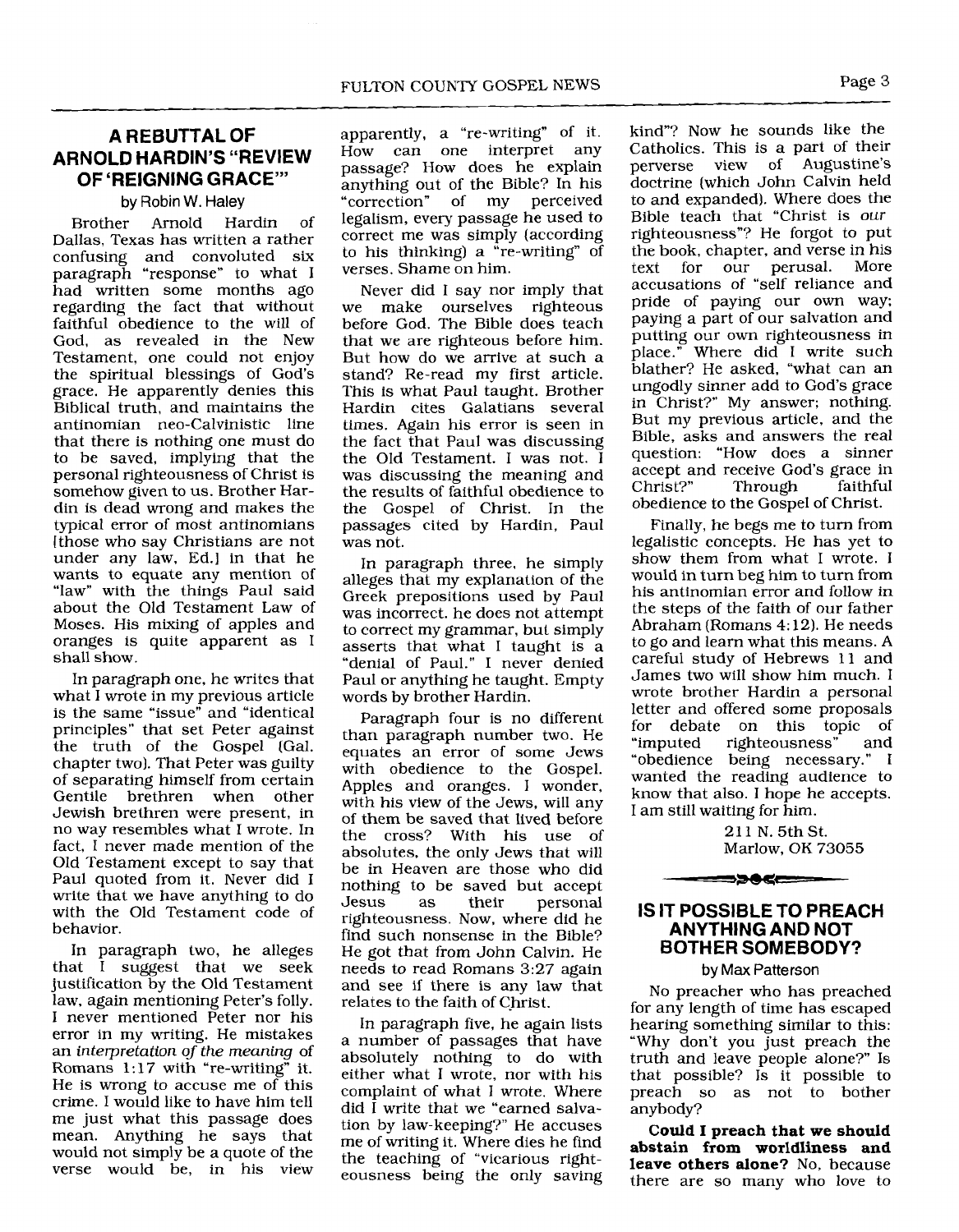## A REBUTTAL OF ARNOLD HARDIN'S "REVIEW OF 'REIGNING GRACE'"

by Robin W. Haley

Brother Arnold Hardin of Dallas, Texas has written a rather confusing and convoluted six paragraph "response" to what I had written some months ago regarding the fact that without faithful obedience to the will of God, as revealed in the New Testament, one could not enjoy the spiritual blessings of God's grace. He apparently denies this Biblical truth, and maintains the antinomian neo-Calvinistic line that there is nothing one must do to be saved, implying that the personal righteousness of Christ is somehow given to us. Brother Hardin is dead wrong and makes the typical error of most antinomians [those who say Christians are not under any law, Ed.] in that he wants to equate any mention of "law" with the things Paul said about the Old Testament Law of Moses. His mixing of apples and oranges is quite apparent as I shall show.

In paragraph one, he writes that what I wrote in my previous article is the same "issue" and "identical principles" that set Peter against the truth of the Gospel (Gal. chapter two). That Peter was guilty of separating himself from certain Gentile brethren when other Jewish brethren were present, in no way resembles what I wrote. In fact, I never made mention of the Old Testament except to say that Paul quoted from it. Never did I write that we have anything to do with the Old Testament code of behavior.

In paragraph two, he alleges that I suggest that we seek justification by the Old Testament law, again mentioning Peter's folly. I never mentioned Peter nor his error in my writing. He mistakes an *interpretation of the meaning* of Romans 1:17 with "re-writing" it. He is wrong to accuse me of this crime. I would like to have him tell me just what this passage does mean. Anything he says that would not simply be a quote of the verse would be, in his view apparently, a "re-writing" of it. How can one interpret any passage? How does he explain anything out of the Bible? In his "correction" of my perceived legalism, every passage he used to correct me was simply (according to his thinking) a "re-writing" of verses. Shame on him.

Never did I say nor imply that we make ourselves righteous before God. The Bible does teach that we are righteous before him. But how do we arrive at such a stand? Re-read my first article. This is what Paul taught. Brother Hardin cites Galatians several times. Again his error is seen in the fact that Paul was discussing the Old Testament. I was not. I was discussing the meaning and the results of faithful obedience to the Gospel of Christ. In the passages cited by Hardin, Paul was not.

In paragraph three, he simply alleges that my explanation of the Greek prepositions used by Paul was incorrect. he does not attempt to correct my grammar, but simply asserts that what I taught is a "denial of Paul." I never denied Paul or anything he taught. Empty words by brother Hardin.

Paragraph four is no different than paragraph number two. He equates an error of some Jews with obedience to the Gospel. Apples and oranges. I wonder, with his view of the Jews, will any of them be saved that lived before the cross? With his use of absolutes, the only Jews that will be in Heaven are those who did nothing to be saved but accept Jesus as their personal righteousness. Now, where did he find such nonsense in the Bible? He got that from John Calvin. He needs to read Romans 3:27 again and see if there is any law that relates to the faith of Christ.

In paragraph five, he again lists a number of passages that have absolutely nothing to do with either what I wrote, nor with his complaint of what I wrote. Where did I write that we "earned salvation by law-keeping?" He accuses me of writing it. Where dies he find the teaching of "vicarious righteousness being the only saving kind"? Now he sounds like the Catholics. This is a part of their perverse view of Augustine's doctrine (which John Calvin held to and expanded). Where does the Bible teach that "Christ is *our* righteousness"? He forgot to put the book, chapter, and verse in his text for our perusal. More accusations of "self reliance and pride of paying our own way; paying a part of our salvation and putting our own righteousness in place." Where did I write such blather? He asked, "what can an ungodly sinner add to God's grace in Christ?" My answer; nothing. But my previous article, and the Bible, asks and answers the real question: "How does a sinner accept and receive God's grace in Christ?" Through faithful obedience to the Gospel of Christ.

Finally, he begs me to turn from legalistic concepts. He has yet to show them from what I wrote. I would in turn beg him to turn from his antinomian error and follow in the steps of the faith of our father Abraham (Romans 4:12). He needs to go and learn what this means. A careful study of Hebrews 11 and James two will show him much. I wrote brother Hardin a personal letter and offered some proposals for debate on this topic of "imputed righteousness" and "obedience being necessary." I wanted the reading audience to know that also. I hope he accepts. I am still waiting for him.

211 N. 5th St.
Marlow, OK 73055

## IS IT POSSIBLE TO PREACH ANYTHING AND NOT BOTHER SOMEBODY?

by Max Patterson

No preacher who has preached for any length of time has escaped hearing something similar to this: "Why don't you just preach the truth and leave people alone?" Is that possible? Is it possible to preach so as not to bother anybody?

**Could I preach that we should abstain from worldliness and leave others alone?** No, because there are so many who love to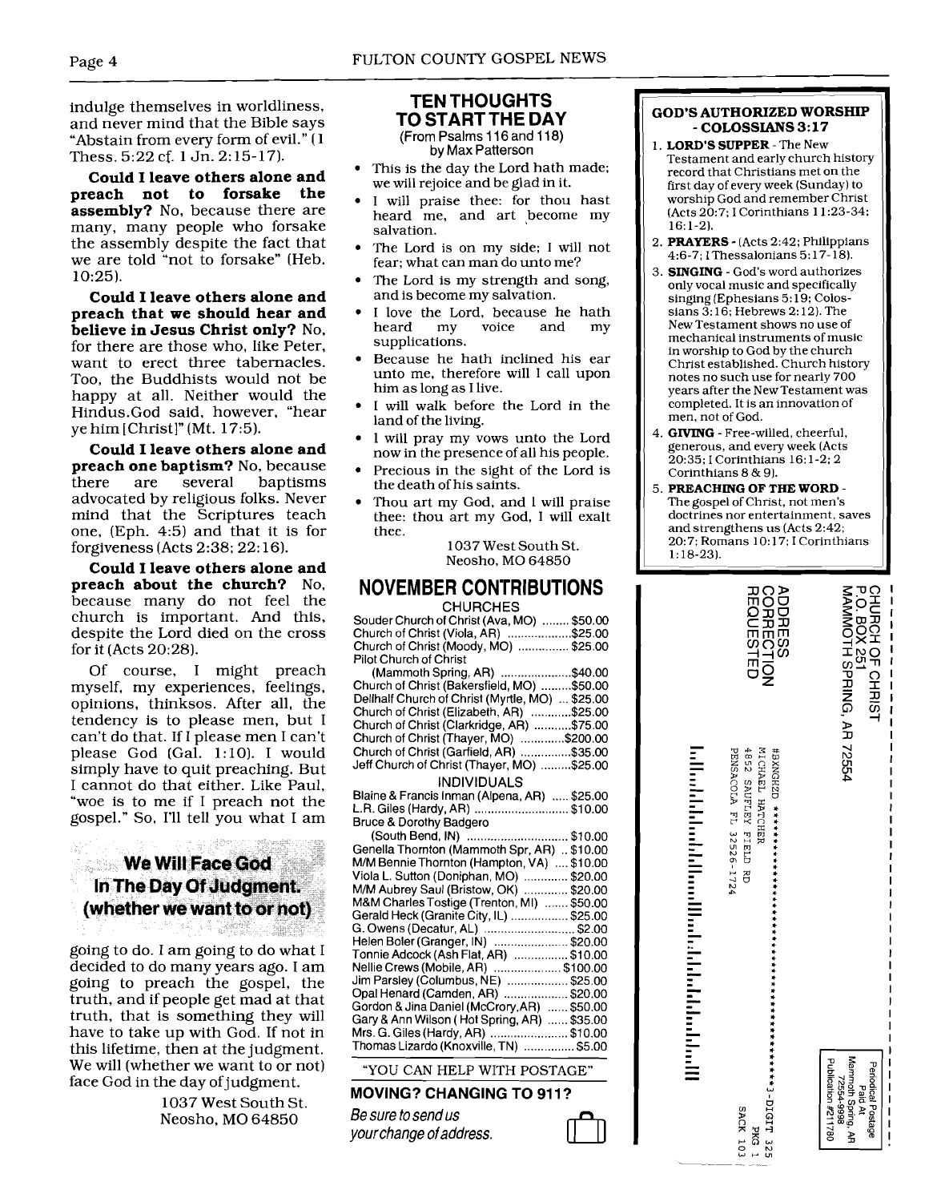indulge themselves in worldliness, and never mind that the Bible says "Abstain from every form of evil." (1 Thess. 5:22 cf. 1 Jn. 2:15-17).

**Could I leave others alone and preach not to forsake the assembly?** No, because there are many, many people who forsake the assembly despite the fact that we are told "not to forsake" (Heb. 10:25).

**Could I leave others alone and preach that we should hear and believe in Jesus Christ only?** No, for there are those who, like Peter, want to erect three tabernacles. Too, the Buddhists would not be happy at all. Neither would the Hindus.God said, however, "hear ye him [Christ]" (Mt. 17:5).

**Could I leave others alone and preach one baptism?** No, because there are several baptisms advocated by religious folks. Never mind that the Scriptures teach one, (Eph. 4:5) and that it is for forgiveness (Acts 2:38; 22:16).

**Could I leave others alone and preach about the church?** No, because many do not feel the church is important. And this, despite the Lord died on the cross for it (Acts 20:28).

Of course, I might preach myself, my experiences, feelings, opinions, thinksos. After all, the tendency is to please men, but I can't do that. If I please men I can't please God (Gal. 1:10). I would simply have to quit preaching. But I cannot do that either. Like Paul, "woe is to me if I preach not the gospel." So, I'll tell you what I am going to do. I am going to do what I decided to do many years ago. I am going to preach the gospel, the truth, and if people get mad at that truth, that is something they will have to take up with God. If not in this lifetime, then at the judgment. We will (whether we want to or not) face God in the day of judgment.

**We Will Face God In The Day Of Judgment. (whether we want to or not)**

1037 West South St.
Neosho, MO 64850

## TEN THOUGHTS TO START THE DAY

(From Psalms 116 and 118)
by Max Patterson

- This is the day the Lord hath made; we will rejoice and be glad in it.
- I will praise thee: for thou hast heard me, and art become my salvation.
- The Lord is on my side; I will not fear; what can man do unto me?
- The Lord is my strength and song, and is become my salvation.
- I love the Lord, because he hath heard my voice and my supplications.
- Because he hath inclined his ear unto me, therefore will I call upon him as long as I live.
- I will walk before the Lord in the land of the living.
- I will pray my vows unto the Lord now in the presence of all his people.
- Precious in the sight of the Lord is the death of his saints.
- Thou art my God, and I will praise thee: thou art my God, I will exalt thee.

1037 West South St.
Neosho, MO 64850

## NOVEMBER CONTRIBUTIONS

CHURCHES

Souder Church of Christ (Ava, MO) ........ $50.00
Church of Christ (Viola, AR) ................... $25.00
Church of Christ (Moody, MO) ............... $25.00
Pilot Church of Christ (Mammoth Spring, AR) ..................... $40.00
Church of Christ (Bakersfield, MO) ......... $50.00
Dellhalf Church of Christ (Myrtle, MO) ... $25.00
Church of Christ (Elizabeth, AR) ............ $25.00
Church of Christ (Clarkridge, AR) ........... $75.00
Church of Christ (Thayer, MO) ............. $200.00
Church of Christ (Garfield, AR) ............... $35.00
Jeff Church of Christ (Thayer, MO) ......... $25.00

INDIVIDUALS

Blaine & Francis Inman (Alpena, AR) ..... $25.00
L.R. Giles (Hardy, AR) ............................ $10.00
Bruce & Dorothy Badgero (South Bend, IN) .............................. $10.00
Genella Thornton (Mammoth Spr, AR) .. $10.00
M/M Bennie Thornton (Hampton, VA) .... $10.00
Viola L. Sutton (Doniphan, MO) ............. $20.00
M/M Aubrey Saul (Bristow, OK) ............. $20.00
M&M Charles Tostige (Trenton, MI) ....... $50.00
Gerald Heck (Granite City, IL) ................. $25.00
G. Owens (Decatur, AL) .......................... $2.00
Helen Boler (Granger, IN) ...................... $20.00
Tonnie Adcock (Ash Flat, AR) ................ $10.00
Nellie Crews (Mobile, AR) ..................... $100.00
Jim Parsley (Columbus, NE) .................. $25.00
Opal Henard (Camden, AR) ................... $20.00
Gordon & Jina Daniel (McCrory,AR) ...... $50.00
Gary & Ann Wilson ( Hot Spring, AR) ...... $35.00
Mrs. G. Giles (Hardy, AR) ....................... $10.00
Thomas Lizardo (Knoxville, TN) ............... $5.00

"YOU CAN HELP WITH POSTAGE"

**MOVING? CHANGING TO 911?**

*Be sure to send us your change of address.*

**GOD'S AUTHORIZED WORSHIP - COLOSSIANS 3:17**

1. **LORD'S SUPPER** - The New Testament and early church history record that Christians met on the first day of every week (Sunday) to worship God and remember Christ (Acts 20:7; I Corinthians 11:23-34; 16:1-2).
2. **PRAYERS** - (Acts 2:42; Philippians 4:6-7; I Thessalonians 5:17-18).
3. **SINGING** - God's word authorizes only vocal music and specifically singing (Ephesians 5:19; Colossians 3:16; Hebrews 2:12). The New Testament shows no use of mechanical instruments of music in worship to God by the church Christ established. Church history notes no such use for nearly 700 years after the New Testament was completed. It is an innovation of men, not of God.
4. **GIVING** - Free-willed, cheerful, generous, and every week (Acts 20:35; I Corinthians 16:1-2; 2 Corinthians 8 & 9).
5. **PREACHING OF THE WORD** - The gospel of Christ, not men's doctrines nor entertainment, saves and strengthens us (Acts 2:42; 20:7; Romans 10:17; I Corinthians 1:18-23).

CHURCH OF CHRIST
P.O. BOX 251
MAMMOTH SPRING, AR 72554

ADDRESS CORRECTION REQUESTED

Periodical Postage Paid At Mammoth Spring, AR 72554-9998 Publication #211780

#BXNGHZD ********************************3-DIGIT 325
MICHAEL HATCHER
4852 SAUFLEY FIELD RD
PENSACOLA FL 32526-1724
PKG 1
SACK 103